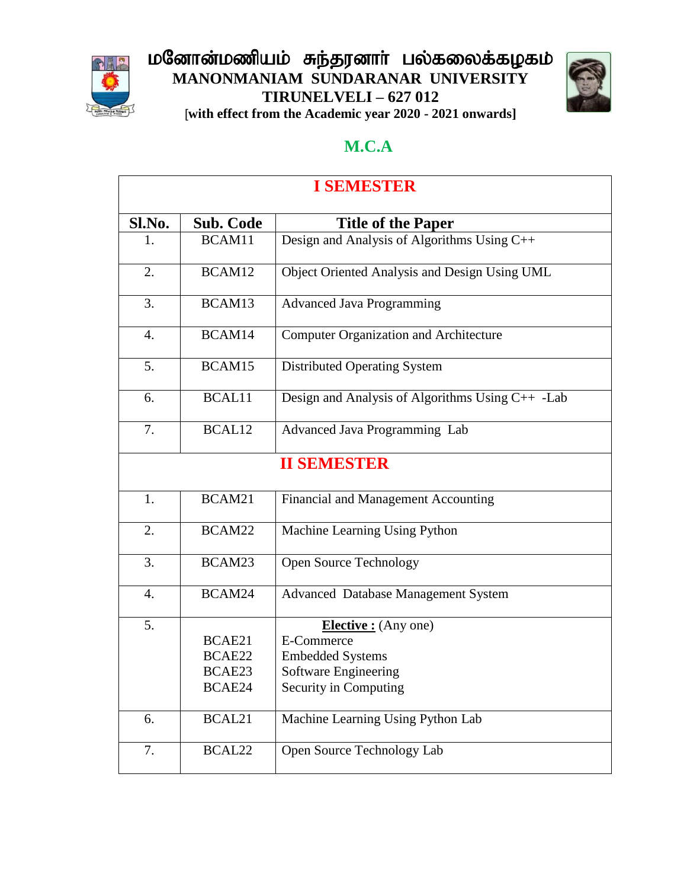# மனோன்மணியம் சுந்தரனார் பல்கலைக்கழகம்

## MANONMANIAM SUNDARANAR UNIVERSITY

## TIRUNELVELI – 627 012

**[with effect from the Academic year 2020 - 2021 onwards]**

## M.C.A

| **I SEMESTER** | | |
|---|---|---|
| **Sl.No.** | **Sub. Code** | **Title of the Paper** |
| 1. | BCAM11 | Design and Analysis of Algorithms Using C++ |
| 2. | BCAM12 | Object Oriented Analysis and Design Using UML |
| 3. | BCAM13 | Advanced Java Programming |
| 4. | BCAM14 | Computer Organization and Architecture |
| 5. | BCAM15 | Distributed Operating System |
| 6. | BCAL11 | Design and Analysis of Algorithms Using C++ -Lab |
| 7. | BCAL12 | Advanced Java Programming Lab |
| **II SEMESTER** | | |
| 1. | BCAM21 | Financial and Management Accounting |
| 2. | BCAM22 | Machine Learning Using Python |
| 3. | BCAM23 | Open Source Technology |
| 4. | BCAM24 | Advanced Database Management System |
| 5. | | **Elective :** (Any one) |
| | BCAE21 | E-Commerce |
| | BCAE22 | Embedded Systems |
| | BCAE23 | Software Engineering |
| | BCAE24 | Security in Computing |
| 6. | BCAL21 | Machine Learning Using Python Lab |
| 7. | BCAL22 | Open Source Technology Lab |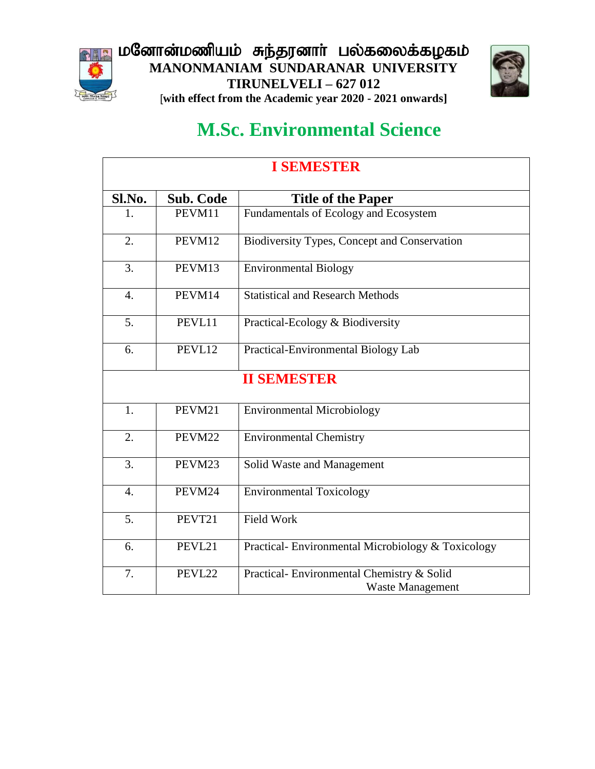மனோன்மணியம் சுந்தரனார் பல்கலைக்கழகம்

**MANONMANIAM SUNDARANAR UNIVERSITY**

**TIRUNELVELI – 627 012**

**[with effect from the Academic year 2020 - 2021 onwards]**

# M.Sc. Environmental Science

| Sl.No. | Sub. Code | Title of the Paper |
|---|---|---|
| **I SEMESTER** | | |
| 1. | PEVM11 | Fundamentals of Ecology and Ecosystem |
| 2. | PEVM12 | Biodiversity Types, Concept and Conservation |
| 3. | PEVM13 | Environmental Biology |
| 4. | PEVM14 | Statistical and Research Methods |
| 5. | PEVL11 | Practical-Ecology & Biodiversity |
| 6. | PEVL12 | Practical-Environmental Biology Lab |
| **II SEMESTER** | | |
| 1. | PEVM21 | Environmental Microbiology |
| 2. | PEVM22 | Environmental Chemistry |
| 3. | PEVM23 | Solid Waste and Management |
| 4. | PEVM24 | Environmental Toxicology |
| 5. | PEVT21 | Field Work |
| 6. | PEVL21 | Practical- Environmental Microbiology & Toxicology |
| 7. | PEVL22 | Practical- Environmental Chemistry & Solid Waste Management |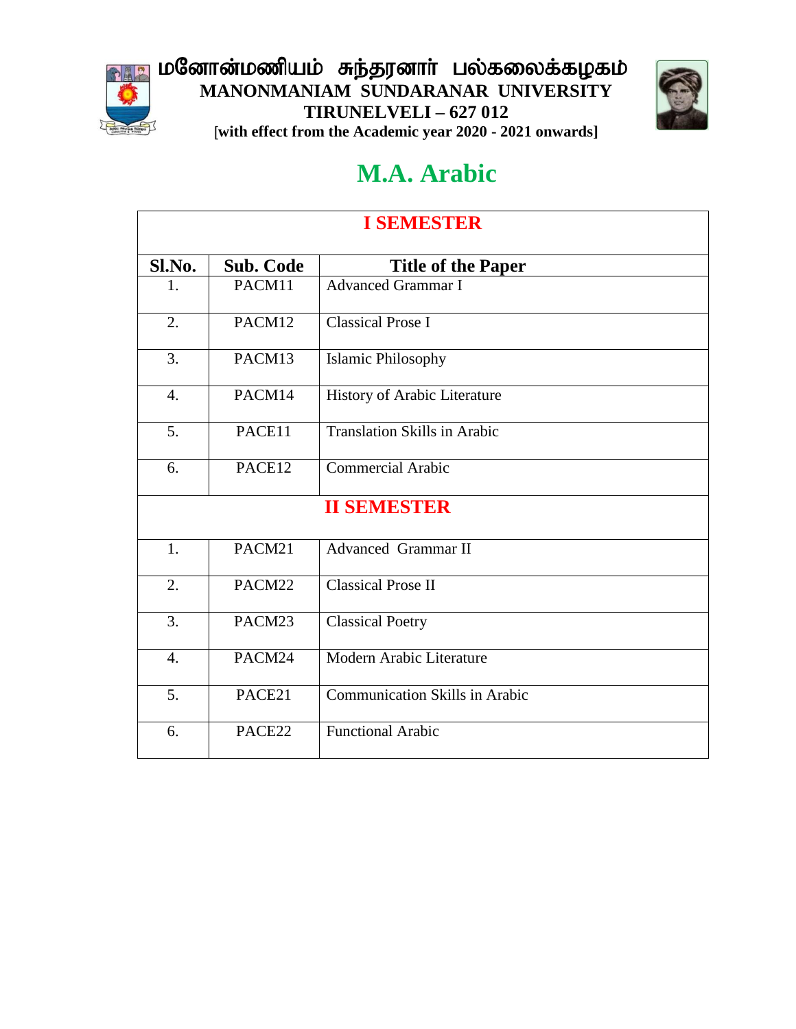# மனோன்மணியம் சுந்தரனார் பல்கலைக்கழகம்

**MANONMANIAM SUNDARANAR UNIVERSITY**

**TIRUNELVELI – 627 012**

**[with effect from the Academic year 2020 - 2021 onwards]**

# M.A. Arabic

| Sl.No. | Sub. Code | Title of the Paper |
|---|---|---|
| **I SEMESTER** | | |
| 1. | PACM11 | Advanced Grammar I |
| 2. | PACM12 | Classical Prose I |
| 3. | PACM13 | Islamic Philosophy |
| 4. | PACM14 | History of Arabic Literature |
| 5. | PACE11 | Translation Skills in Arabic |
| 6. | PACE12 | Commercial Arabic |
| **II SEMESTER** | | |
| 1. | PACM21 | Advanced Grammar II |
| 2. | PACM22 | Classical Prose II |
| 3. | PACM23 | Classical Poetry |
| 4. | PACM24 | Modern Arabic Literature |
| 5. | PACE21 | Communication Skills in Arabic |
| 6. | PACE22 | Functional Arabic |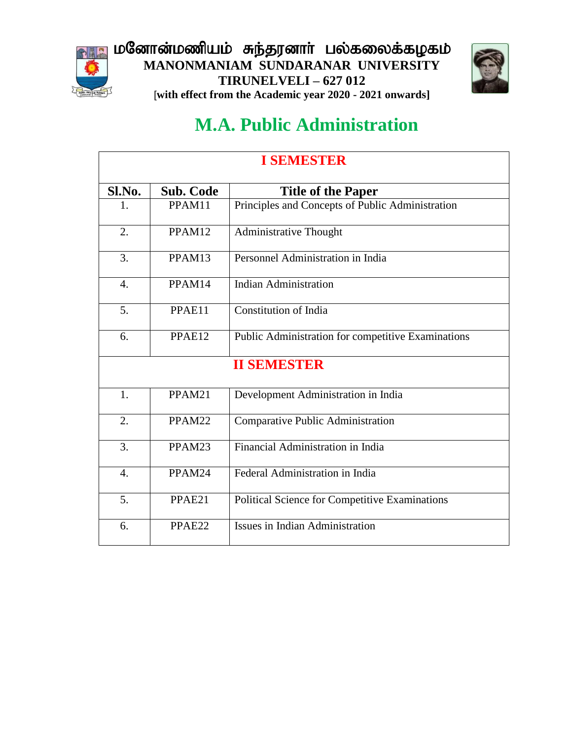# மனோன்மணியம் சுந்தரனார் பல்கலைக்கழகம்

**MANONMANIAM SUNDARANAR UNIVERSITY**

**TIRUNELVELI – 627 012**

**[with effect from the Academic year 2020 - 2021 onwards]**

# M.A. Public Administration

| I SEMESTER | | |
|---|---|---|
| **Sl.No.** | **Sub. Code** | **Title of the Paper** |
| 1. | PPAM11 | Principles and Concepts of Public Administration |
| 2. | PPAM12 | Administrative Thought |
| 3. | PPAM13 | Personnel Administration in India |
| 4. | PPAM14 | Indian Administration |
| 5. | PPAE11 | Constitution of India |
| 6. | PPAE12 | Public Administration for competitive Examinations |
| **II SEMESTER** | | |
| 1. | PPAM21 | Development Administration in India |
| 2. | PPAM22 | Comparative Public Administration |
| 3. | PPAM23 | Financial Administration in India |
| 4. | PPAM24 | Federal Administration in India |
| 5. | PPAE21 | Political Science for Competitive Examinations |
| 6. | PPAE22 | Issues in Indian Administration |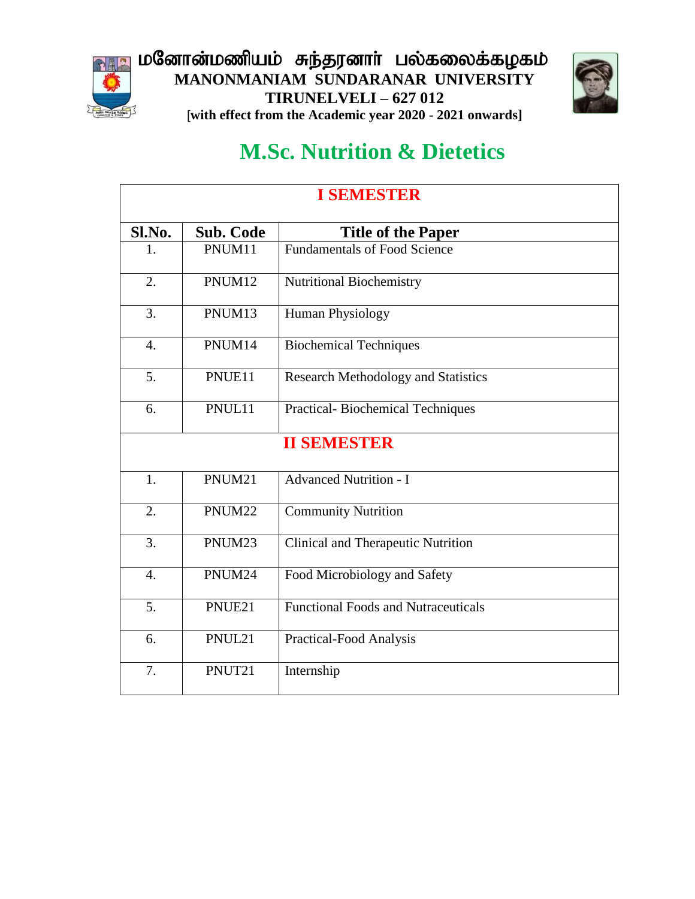# மனோன்மணியம் சுந்தரனார் பல்கலைக்கழகம்

**MANONMANIAM SUNDARANAR UNIVERSITY**

**TIRUNELVELI – 627 012**

**[with effect from the Academic year 2020 - 2021 onwards]**

## M.Sc. Nutrition & Dietetics

| **I SEMESTER** | | |
|---|---|---|
| **Sl.No.** | **Sub. Code** | **Title of the Paper** |
| 1. | PNUM11 | Fundamentals of Food Science |
| 2. | PNUM12 | Nutritional Biochemistry |
| 3. | PNUM13 | Human Physiology |
| 4. | PNUM14 | Biochemical Techniques |
| 5. | PNUE11 | Research Methodology and Statistics |
| 6. | PNUL11 | Practical- Biochemical Techniques |
| **II SEMESTER** | | |
| 1. | PNUM21 | Advanced Nutrition - I |
| 2. | PNUM22 | Community Nutrition |
| 3. | PNUM23 | Clinical and Therapeutic Nutrition |
| 4. | PNUM24 | Food Microbiology and Safety |
| 5. | PNUE21 | Functional Foods and Nutraceuticals |
| 6. | PNUL21 | Practical-Food Analysis |
| 7. | PNUT21 | Internship |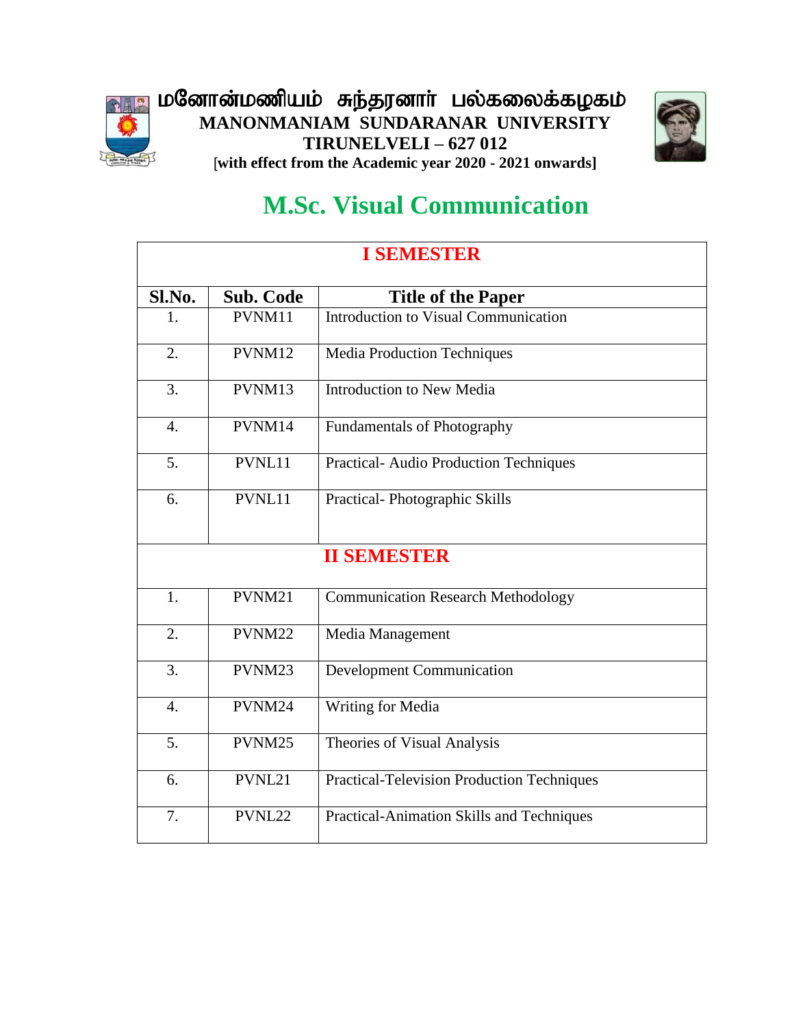மனோன்மணியம் சுந்தரனார் பல்கலைக்கழகம்

**MANONMANIAM SUNDARANAR UNIVERSITY**

**TIRUNELVELI – 627 012**

**[with effect from the Academic year 2020 - 2021 onwards]**

# M.Sc. Visual Communication

| Sl.No. | Sub. Code | Title of the Paper |
|---|---|---|
| **I SEMESTER** | | |
| 1. | PVNM11 | Introduction to Visual Communication |
| 2. | PVNM12 | Media Production Techniques |
| 3. | PVNM13 | Introduction to New Media |
| 4. | PVNM14 | Fundamentals of Photography |
| 5. | PVNL11 | Practical- Audio Production Techniques |
| 6. | PVNL11 | Practical- Photographic Skills |
| **II SEMESTER** | | |
| 1. | PVNM21 | Communication Research Methodology |
| 2. | PVNM22 | Media Management |
| 3. | PVNM23 | Development Communication |
| 4. | PVNM24 | Writing for Media |
| 5. | PVNM25 | Theories of Visual Analysis |
| 6. | PVNL21 | Practical-Television Production Techniques |
| 7. | PVNL22 | Practical-Animation Skills and Techniques |